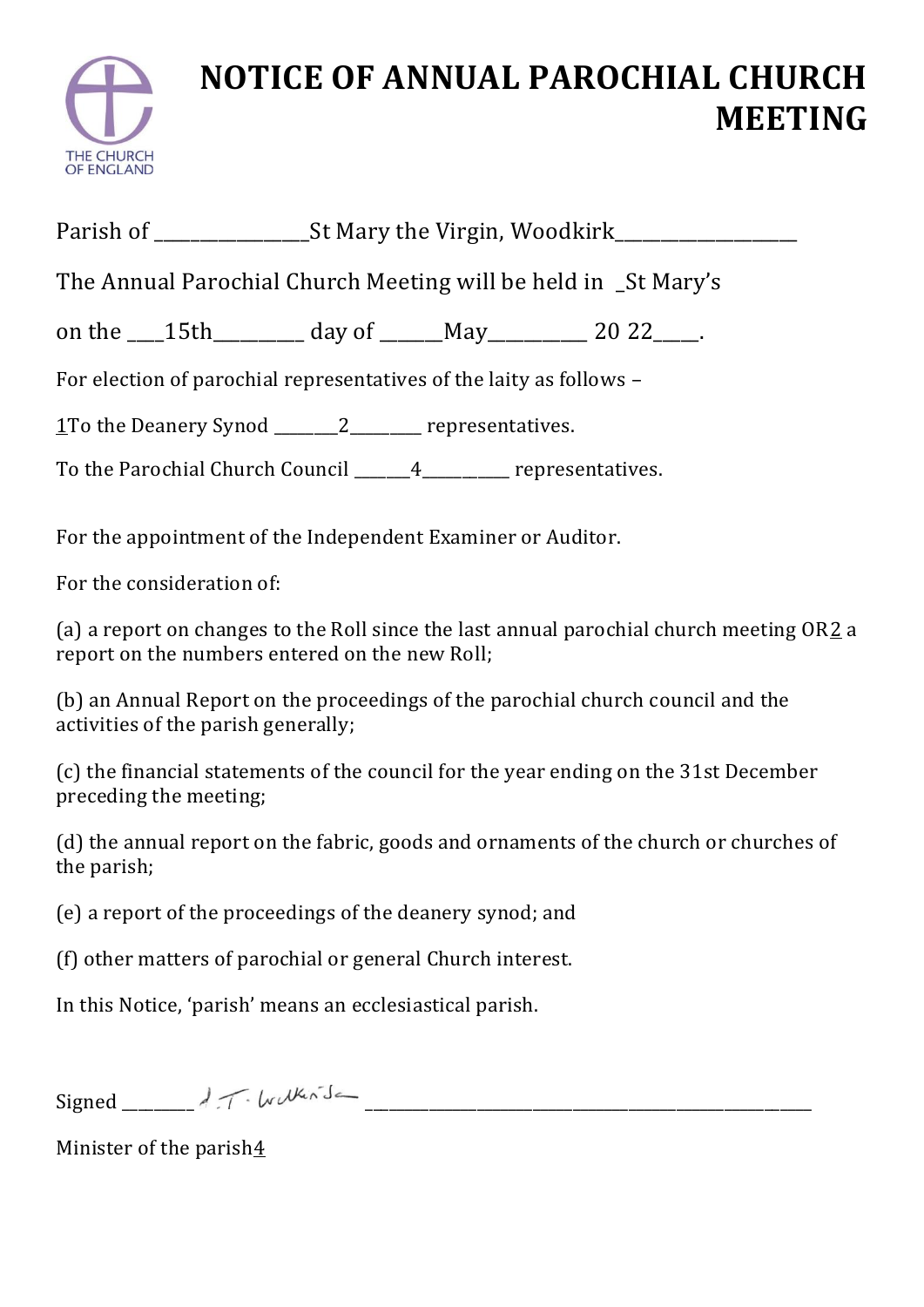# NOTICE OF ANNUAL PAROCHIAL CHURCH MEETING

Parish of ________________St Mary the Virgin, Woodkirk__________________

The Annual Parochial Church Meeting will be held in _St Mary's

on the ___15th_________ day of ______May_________ 20 22____.

For election of parochial representatives of the laity as follows –

1To the Deanery Synod _______2________ representatives.

To the Parochial Church Council _______4__________ representatives.

For the appointment of the Independent Examiner or Auditor.

For the consideration of:

(a) a report on changes to the Roll since the last annual parochial church meeting OR2 a report on the numbers entered on the new Roll;

(b) an Annual Report on the proceedings of the parochial church council and the activities of the parish generally;

(c) the financial statements of the council for the year ending on the 31st December preceding the meeting;

(d) the annual report on the fabric, goods and ornaments of the church or churches of the parish;

(e) a report of the proceedings of the deanery synod; and

(f) other matters of parochial or general Church interest.

In this Notice, 'parish' means an ecclesiastical parish.

Signed ________ J. T. Wilkinson ________________________________________________

Minister of the parish4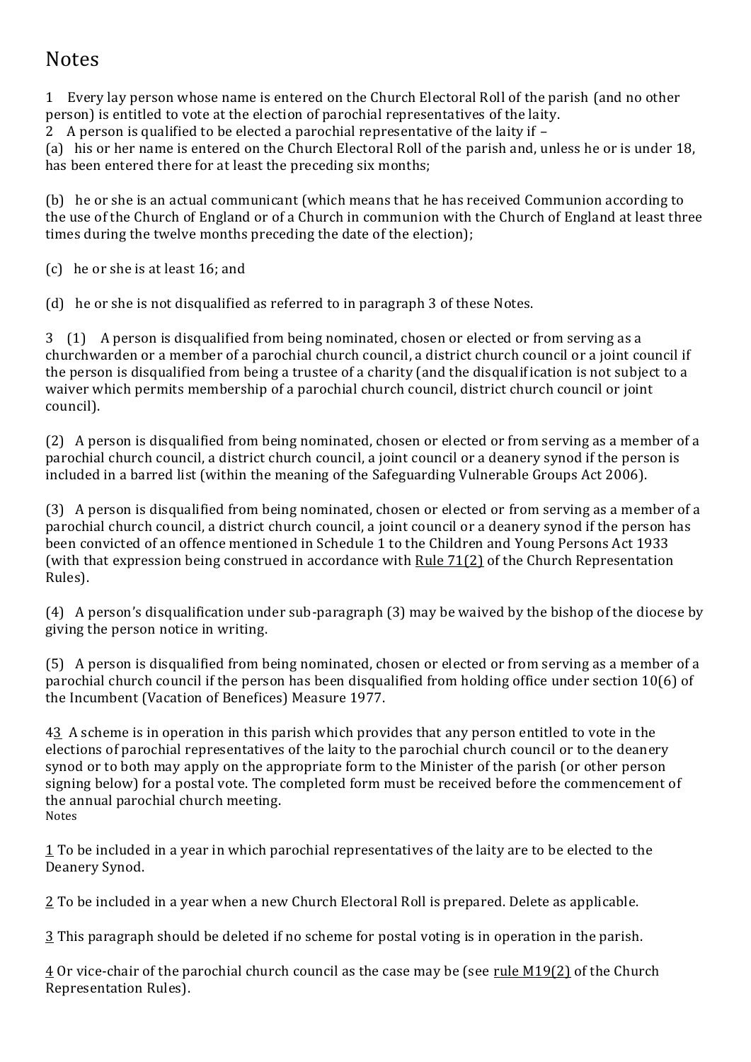# Notes

1 Every lay person whose name is entered on the Church Electoral Roll of the parish (and no other person) is entitled to vote at the election of parochial representatives of the laity.

2 A person is qualified to be elected a parochial representative of the laity if –

(a) his or her name is entered on the Church Electoral Roll of the parish and, unless he or is under 18, has been entered there for at least the preceding six months;

(b) he or she is an actual communicant (which means that he has received Communion according to the use of the Church of England or of a Church in communion with the Church of England at least three times during the twelve months preceding the date of the election);

(c) he or she is at least 16; and

(d) he or she is not disqualified as referred to in paragraph 3 of these Notes.

3 (1) A person is disqualified from being nominated, chosen or elected or from serving as a churchwarden or a member of a parochial church council, a district church council or a joint council if the person is disqualified from being a trustee of a charity (and the disqualification is not subject to a waiver which permits membership of a parochial church council, district church council or joint council).

(2) A person is disqualified from being nominated, chosen or elected or from serving as a member of a parochial church council, a district church council, a joint council or a deanery synod if the person is included in a barred list (within the meaning of the Safeguarding Vulnerable Groups Act 2006).

(3) A person is disqualified from being nominated, chosen or elected or from serving as a member of a parochial church council, a district church council, a joint council or a deanery synod if the person has been convicted of an offence mentioned in Schedule 1 to the Children and Young Persons Act 1933 (with that expression being construed in accordance with Rule 71(2) of the Church Representation Rules).

(4) A person's disqualification under sub-paragraph (3) may be waived by the bishop of the diocese by giving the person notice in writing.

(5) A person is disqualified from being nominated, chosen or elected or from serving as a member of a parochial church council if the person has been disqualified from holding office under section 10(6) of the Incumbent (Vacation of Benefices) Measure 1977.

4[3] A scheme is in operation in this parish which provides that any person entitled to vote in the elections of parochial representatives of the laity to the parochial church council or to the deanery synod or to both may apply on the appropriate form to the Minister of the parish (or other person signing below) for a postal vote. The completed form must be received before the commencement of the annual parochial church meeting.

Notes

[1] To be included in a year in which parochial representatives of the laity are to be elected to the Deanery Synod.

[2] To be included in a year when a new Church Electoral Roll is prepared. Delete as applicable.

[3] This paragraph should be deleted if no scheme for postal voting is in operation in the parish.

[4] Or vice-chair of the parochial church council as the case may be (see rule M19(2) of the Church Representation Rules).